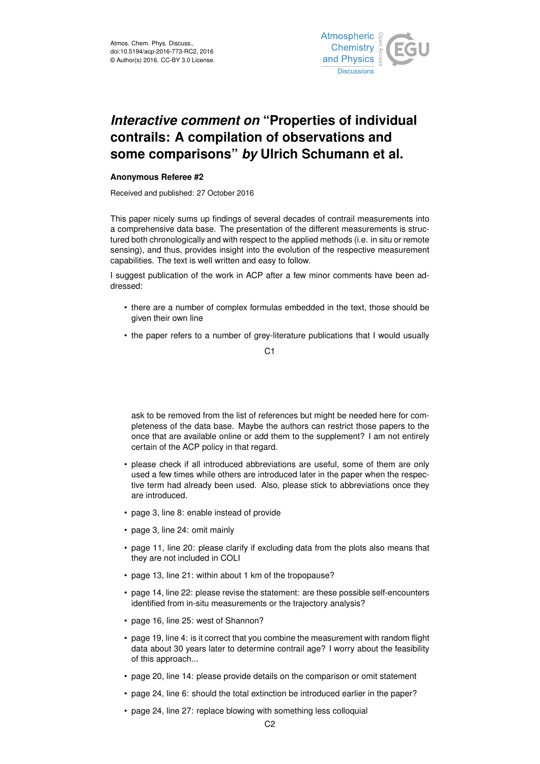Atmos. Chem. Phys. Discuss.,
doi:10.5194/acp-2016-773-RC2, 2016
© Author(s) 2016. CC-BY 3.0 License.

# *Interactive comment on* "Properties of individual contrails: A compilation of observations and some comparisons" *by* Ulrich Schumann et al.

**Anonymous Referee #2**

Received and published: 27 October 2016

This paper nicely sums up findings of several decades of contrail measurements into a comprehensive data base. The presentation of the different measurements is structured both chronologically and with respect to the applied methods (i.e. in situ or remote sensing), and thus, provides insight into the evolution of the respective measurement capabilities. The text is well written and easy to follow.

I suggest publication of the work in ACP after a few minor comments have been addressed:

- there are a number of complex formulas embedded in the text, those should be given their own line
- the paper refers to a number of grey-literature publications that I would usually ask to be removed from the list of references but might be needed here for completeness of the data base. Maybe the authors can restrict those papers to the once that are available online or add them to the supplement? I am not entirely certain of the ACP policy in that regard.
- please check if all introduced abbreviations are useful, some of them are only used a few times while others are introduced later in the paper when the respective term had already been used. Also, please stick to abbreviations once they are introduced.
- page 3, line 8: enable instead of provide
- page 3, line 24: omit mainly
- page 11, line 20: please clarify if excluding data from the plots also means that they are not included in COLI
- page 13, line 21: within about 1 km of the tropopause?
- page 14, line 22: please revise the statement: are these possible self-encounters identified from in-situ measurements or the trajectory analysis?
- page 16, line 25: west of Shannon?
- page 19, line 4: is it correct that you combine the measurement with random flight data about 30 years later to determine contrail age? I worry about the feasibility of this approach...
- page 20, line 14: please provide details on the comparison or omit statement
- page 24, line 6: should the total extinction be introduced earlier in the paper?
- page 24, line 27: replace blowing with something less colloquial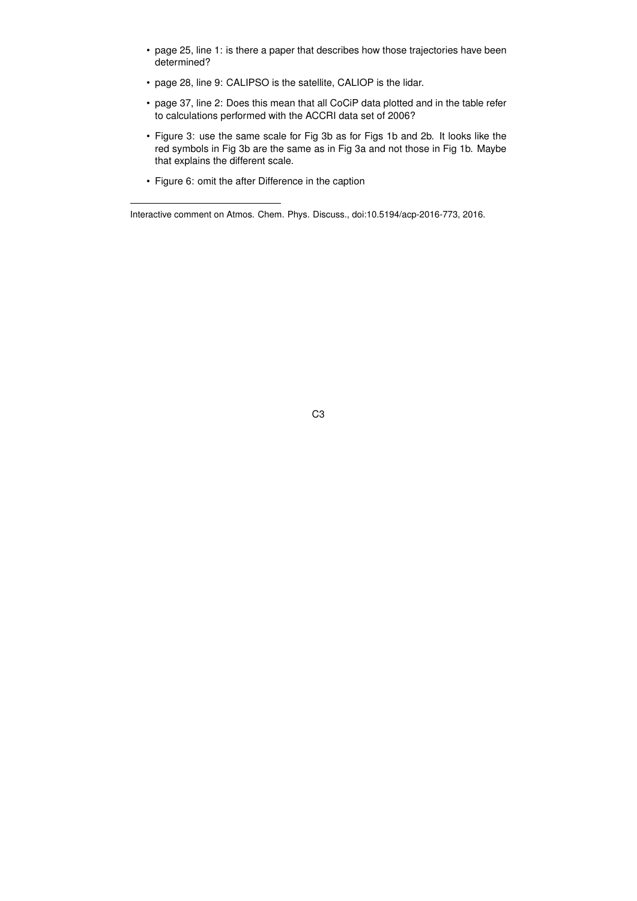- page 25, line 1: is there a paper that describes how those trajectories have been determined?
- page 28, line 9: CALIPSO is the satellite, CALIOP is the lidar.
- page 37, line 2: Does this mean that all CoCiP data plotted and in the table refer to calculations performed with the ACCRI data set of 2006?
- Figure 3: use the same scale for Fig 3b as for Figs 1b and 2b. It looks like the red symbols in Fig 3b are the same as in Fig 3a and not those in Fig 1b. Maybe that explains the different scale.
- Figure 6: omit the after Difference in the caption

---

Interactive comment on Atmos. Chem. Phys. Discuss., doi:10.5194/acp-2016-773, 2016.